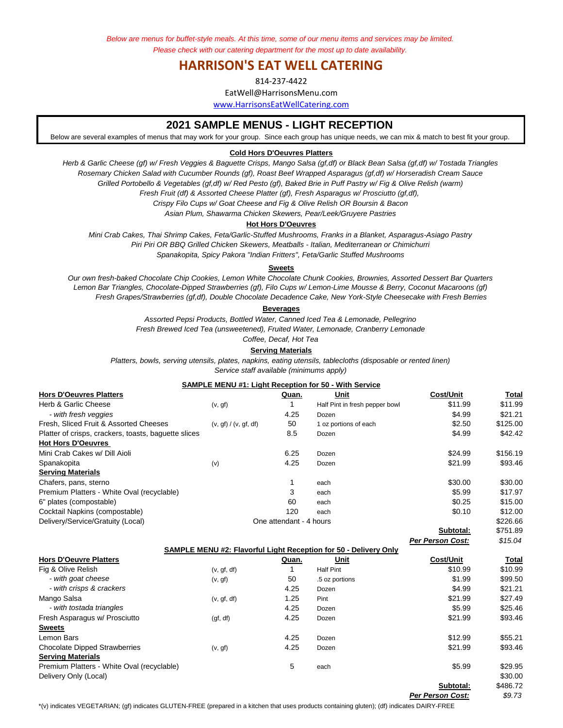*Below are menus for buffet-style meals. At this time, some of our menu items and services may be limited.*
*Please check with our catering department for the most up to date availability.*

# HARRISON'S EAT WELL CATERING

814-237-4422

EatWell@HarrisonsMenu.com

www.HarrisonsEatWellCatering.com

## 2021 SAMPLE MENUS - LIGHT RECEPTION

Below are several examples of menus that may work for your group. Since each group has unique needs, we can mix & match to best fit your group.

### Cold Hors D'Oeuvres Platters

*Herb & Garlic Cheese (gf) w/ Fresh Veggies & Baguette Crisps, Mango Salsa (gf,df) or Black Bean Salsa (gf,df) w/ Tostada Triangles*
*Rosemary Chicken Salad with Cucumber Rounds (gf), Roast Beef Wrapped Asparagus (gf,df) w/ Horseradish Cream Sauce*
*Grilled Portobello & Vegetables (gf,df) w/ Red Pesto (gf), Baked Brie in Puff Pastry w/ Fig & Olive Relish (warm)*
*Fresh Fruit (df) & Assorted Cheese Platter (gf), Fresh Asparagus w/ Prosciutto (gf,df),*
*Crispy Filo Cups w/ Goat Cheese and Fig & Olive Relish OR Boursin & Bacon*
*Asian Plum, Shawarma Chicken Skewers, Pear/Leek/Gruyere Pastries*

### Hot Hors D'Oeuvres

*Mini Crab Cakes, Thai Shrimp Cakes, Feta/Garlic-Stuffed Mushrooms, Franks in a Blanket, Asparagus-Asiago Pastry*
*Piri Piri OR BBQ Grilled Chicken Skewers, Meatballs - Italian, Mediterranean or Chimichurri*
*Spanakopita, Spicy Pakora "Indian Fritters", Feta/Garlic Stuffed Mushrooms*

### Sweets

*Our own fresh-baked Chocolate Chip Cookies, Lemon White Chocolate Chunk Cookies, Brownies, Assorted Dessert Bar Quarters*
*Lemon Bar Triangles, Chocolate-Dipped Strawberries (gf), Filo Cups w/ Lemon-Lime Mousse & Berry, Coconut Macaroons (gf)*
*Fresh Grapes/Strawberries (gf,df), Double Chocolate Decadence Cake, New York-Style Cheesecake with Fresh Berries*

### Beverages

*Assorted Pepsi Products, Bottled Water, Canned Iced Tea & Lemonade, Pellegrino*
*Fresh Brewed Iced Tea (unsweetened), Fruited Water, Lemonade, Cranberry Lemonade*
*Coffee, Decaf, Hot Tea*

### Serving Materials

*Platters, bowls, serving utensils, plates, napkins, eating utensils, tablecloths (disposable or rented linen)*
*Service staff available (minimums apply)*

### SAMPLE MENU #1: Light Reception for 50 - With Service

| **Hors D'Oeuvres Platters** | | **Quan.** | **Unit** | **Cost/Unit** | **Total** |
|---|---|---|---|---|---|
| Herb & Garlic Cheese | (v, gf) | 1 | Half Pint in fresh pepper bowl | $11.99 | $11.99 |
| *- with fresh veggies* | | 4.25 | Dozen | $4.99 | $21.21 |
| Fresh, Sliced Fruit & Assorted Cheeses | (v, gf) / (v, gf, df) | 50 | 1 oz portions of each | $2.50 | $125.00 |
| Platter of crisps, crackers, toasts, baguette slices | | 8.5 | Dozen | $4.99 | $42.42 |
| **Hot Hors D'Oeuvres** | | | | | |
| Mini Crab Cakes w/ Dill Aioli | | 6.25 | Dozen | $24.99 | $156.19 |
| Spanakopita | (v) | 4.25 | Dozen | $21.99 | $93.46 |
| **Serving Materials** | | | | | |
| Chafers, pans, sterno | | 1 | each | $30.00 | $30.00 |
| Premium Platters - White Oval (recyclable) | | 3 | each | $5.99 | $17.97 |
| 6" plates (compostable) | | 60 | each | $0.25 | $15.00 |
| Cocktail Napkins (compostable) | | 120 | each | $0.10 | $12.00 |
| Delivery/Service/Gratuity (Local) | | One attendant - 4 hours | | | $226.66 |
| | | | | **Subtotal:** | $751.89 |
| | | | | ***Per Person Cost:*** | *$15.04* |

### SAMPLE MENU #2: Flavorful Light Reception for 50 - Delivery Only

| **Hors D'Oeuvre Platters** | | **Quan.** | **Unit** | **Cost/Unit** | **Total** |
|---|---|---|---|---|---|
| Fig & Olive Relish | (v, gf, df) | 1 | Half Pint | $10.99 | $10.99 |
| *- with goat cheese* | (v, gf) | 50 | .5 oz portions | $1.99 | $99.50 |
| *- with crisps & crackers* | | 4.25 | Dozen | $4.99 | $21.21 |
| Mango Salsa | (v, gf, df) | 1.25 | Pint | $21.99 | $27.49 |
| *- with tostada triangles* | | 4.25 | Dozen | $5.99 | $25.46 |
| Fresh Asparagus w/ Prosciutto | (gf, df) | 4.25 | Dozen | $21.99 | $93.46 |
| **Sweets** | | | | | |
| Lemon Bars | | 4.25 | Dozen | $12.99 | $55.21 |
| Chocolate Dipped Strawberries | (v, gf) | 4.25 | Dozen | $21.99 | $93.46 |
| **Serving Materials** | | | | | |
| Premium Platters - White Oval (recyclable) | | 5 | each | $5.99 | $29.95 |
| Delivery Only (Local) | | | | | $30.00 |
| | | | | **Subtotal:** | $486.72 |
| | | | | ***Per Person Cost:*** | *$9.73* |

*(v) indicates VEGETARIAN; (gf) indicates GLUTEN-FREE (prepared in a kitchen that uses products containing gluten); (df) indicates DAIRY-FREE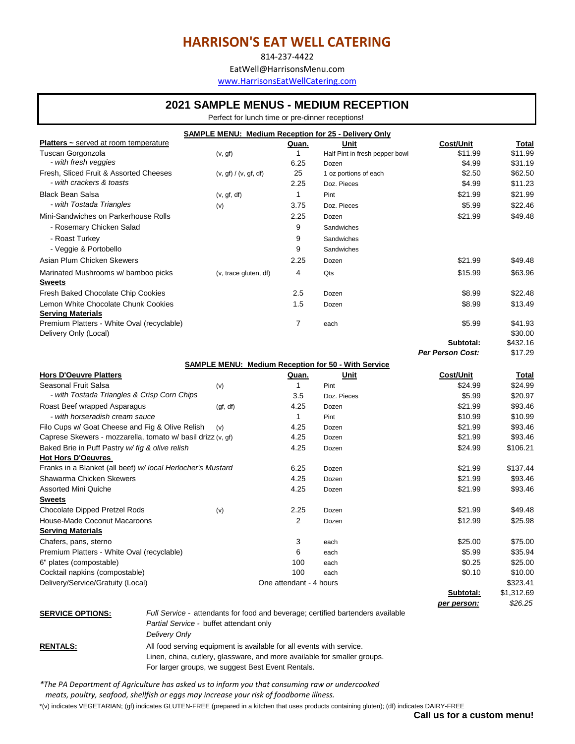# HARRISON'S EAT WELL CATERING

814-237-4422

EatWell@HarrisonsMenu.com

www.HarrisonsEatWellCatering.com

## 2021 SAMPLE MENUS - MEDIUM RECEPTION

Perfect for lunch time or pre-dinner receptions!

### SAMPLE MENU: Medium Reception for 25 - Delivery Only

| Platters ~ served at room temperature | | Quan. | Unit | Cost/Unit | Total |
|---|---|---|---|---|---|
| Tuscan Gorgonzola | (v, gf) | 1 | Half Pint in fresh pepper bowl | $11.99 | $11.99 |
| *- with fresh veggies* | | 6.25 | Dozen | $4.99 | $31.19 |
| Fresh, Sliced Fruit & Assorted Cheeses | (v, gf) / (v, gf, df) | 25 | 1 oz portions of each | $2.50 | $62.50 |
| *- with crackers & toasts* | | 2.25 | Doz. Pieces | $4.99 | $11.23 |
| Black Bean Salsa | (v, gf, df) | 1 | Pint | $21.99 | $21.99 |
| *- with Tostada Triangles* | (v) | 3.75 | Doz. Pieces | $5.99 | $22.46 |
| Mini-Sandwiches on Parkerhouse Rolls | | 2.25 | Dozen | $21.99 | $49.48 |
| - Rosemary Chicken Salad | | 9 | Sandwiches | | |
| - Roast Turkey | | 9 | Sandwiches | | |
| - Veggie & Portobello | | 9 | Sandwiches | | |
| Asian Plum Chicken Skewers | | 2.25 | Dozen | $21.99 | $49.48 |
| Marinated Mushrooms w/ bamboo picks | (v, trace gluten, df) | 4 | Qts | $15.99 | $63.96 |
| **Sweets** | | | | | |
| Fresh Baked Chocolate Chip Cookies | | 2.5 | Dozen | $8.99 | $22.48 |
| Lemon White Chocolate Chunk Cookies | | 1.5 | Dozen | $8.99 | $13.49 |
| **Serving Materials** | | | | | |
| Premium Platters - White Oval (recyclable) | | 7 | each | $5.99 | $41.93 |
| Delivery Only (Local) | | | | | $30.00 |
| | | | | **Subtotal:** | $432.16 |
| | | | | ***Per Person Cost:*** | $17.29 |

### SAMPLE MENU: Medium Reception for 50 - With Service

| Hors D'Oeuvre Platters | | Quan. | Unit | Cost/Unit | Total |
|---|---|---|---|---|---|
| Seasonal Fruit Salsa | (v) | 1 | Pint | $24.99 | $24.99 |
| *- with Tostada Triangles & Crisp Corn Chips* | | 3.5 | Doz. Pieces | $5.99 | $20.97 |
| Roast Beef wrapped Asparagus | (gf, df) | 4.25 | Dozen | $21.99 | $93.46 |
| *- with horseradish cream sauce* | | 1 | Pint | $10.99 | $10.99 |
| Filo Cups w/ Goat Cheese and Fig & Olive Relish | (v) | 4.25 | Dozen | $21.99 | $93.46 |
| Caprese Skewers - mozzarella, tomato w/ basil drizz | (v, gf) | 4.25 | Dozen | $21.99 | $93.46 |
| Baked Brie in Puff Pastry *w/ fig & olive relish* | | 4.25 | Dozen | $24.99 | $106.21 |
| **Hot Hors D'Oeuvres** | | | | | |
| Franks in a Blanket (all beef) *w/ local Herlocher's Mustard* | | 6.25 | Dozen | $21.99 | $137.44 |
| Shawarma Chicken Skewers | | 4.25 | Dozen | $21.99 | $93.46 |
| Assorted Mini Quiche | | 4.25 | Dozen | $21.99 | $93.46 |
| **Sweets** | | | | | |
| Chocolate Dipped Pretzel Rods | (v) | 2.25 | Dozen | $21.99 | $49.48 |
| House-Made Coconut Macaroons | | 2 | Dozen | $12.99 | $25.98 |
| **Serving Materials** | | | | | |
| Chafers, pans, sterno | | 3 | each | $25.00 | $75.00 |
| Premium Platters - White Oval (recyclable) | | 6 | each | $5.99 | $35.94 |
| 6" plates (compostable) | | 100 | each | $0.25 | $25.00 |
| Cocktail napkins (compostable) | | 100 | each | $0.10 | $10.00 |
| Delivery/Service/Gratuity (Local) | | One attendant - 4 hours | | | $323.41 |
| | | | | **Subtotal:** | $1,312.69 |
| | | | | ***per person:*** | *$26.25* |

**SERVICE OPTIONS:**
*Full Service* - attendants for food and beverage; certified bartenders available
*Partial Service* - buffet attendant only
*Delivery Only*

**RENTALS:**
All food serving equipment is available for all events with service.
Linen, china, cutlery, glassware, and more available for smaller groups.
For larger groups, we suggest Best Event Rentals.

*\*The PA Department of Agriculture has asked us to inform you that consuming raw or undercooked meats, poultry, seafood, shellfish or eggs may increase your risk of foodborne illness.*

*(v) indicates VEGETARIAN; (gf) indicates GLUTEN-FREE (prepared in a kitchen that uses products containing gluten); (df) indicates DAIRY-FREE

**Call us for a custom menu!**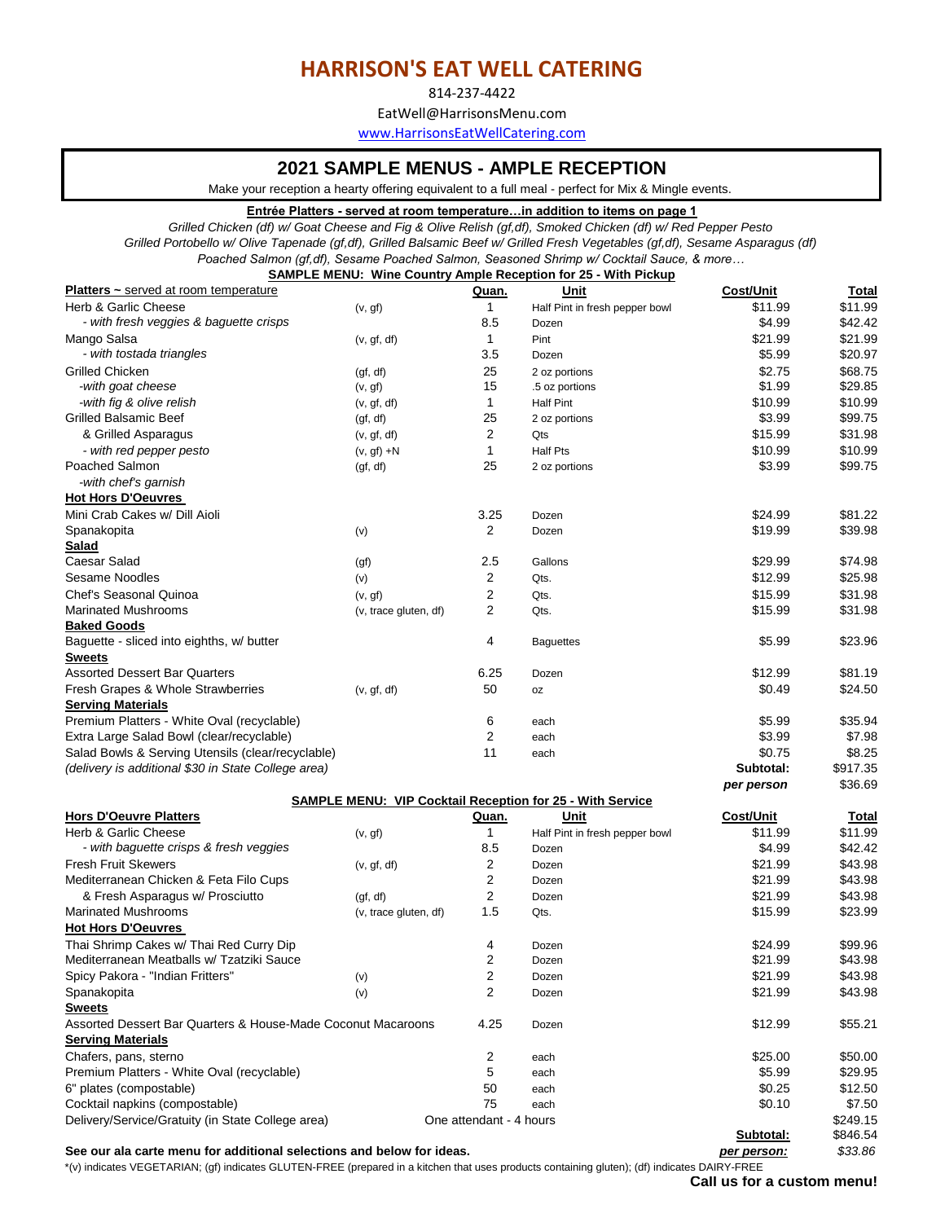# HARRISON'S EAT WELL CATERING

814-237-4422

EatWell@HarrisonsMenu.com

www.HarrisonsEatWellCatering.com

## 2021 SAMPLE MENUS - AMPLE RECEPTION

Make your reception a hearty offering equivalent to a full meal - perfect for Mix & Mingle events.

**Entrée Platters - served at room temperature…in addition to items on page 1**

*Grilled Chicken (df) w/ Goat Cheese and Fig & Olive Relish (gf,df), Smoked Chicken (df) w/ Red Pepper Pesto*
*Grilled Portobello w/ Olive Tapenade (gf,df), Grilled Balsamic Beef w/ Grilled Fresh Vegetables (gf,df), Sesame Asparagus (df)*
*Poached Salmon (gf,df), Sesame Poached Salmon, Seasoned Shrimp w/ Cocktail Sauce, & more…*

**SAMPLE MENU: Wine Country Ample Reception for 25 - With Pickup**

| Platters ~ served at room temperature | | Quan. | Unit | Cost/Unit | Total |
|---|---|---|---|---|---|
| Herb & Garlic Cheese | (v, gf) | 1 | Half Pint in fresh pepper bowl | $11.99 | $11.99 |
| *- with fresh veggies & baguette crisps* | | 8.5 | Dozen | $4.99 | $42.42 |
| Mango Salsa | (v, gf, df) | 1 | Pint | $21.99 | $21.99 |
| *- with tostada triangles* | | 3.5 | Dozen | $5.99 | $20.97 |
| Grilled Chicken | (gf, df) | 25 | 2 oz portions | $2.75 | $68.75 |
| *-with goat cheese* | (v, gf) | 15 | .5 oz portions | $1.99 | $29.85 |
| *-with fig & olive relish* | (v, gf, df) | 1 | Half Pint | $10.99 | $10.99 |
| Grilled Balsamic Beef | (gf, df) | 25 | 2 oz portions | $3.99 | $99.75 |
| & Grilled Asparagus | (v, gf, df) | 2 | Qts | $15.99 | $31.98 |
| *- with red pepper pesto* | (v, gf) +N | 1 | Half Pts | $10.99 | $10.99 |
| Poached Salmon | (gf, df) | 25 | 2 oz portions | $3.99 | $99.75 |
| *-with chef's garnish* | | | | | |
| **Hot Hors D'Oeuvres** | | | | | |
| Mini Crab Cakes w/ Dill Aioli | | 3.25 | Dozen | $24.99 | $81.22 |
| Spanakopita | (v) | 2 | Dozen | $19.99 | $39.98 |
| **Salad** | | | | | |
| Caesar Salad | (gf) | 2.5 | Gallons | $29.99 | $74.98 |
| Sesame Noodles | (v) | 2 | Qts. | $12.98 | $25.98 |
| Chef's Seasonal Quinoa | (v, gf) | 2 | Qts. | $15.99 | $31.98 |
| Marinated Mushrooms | (v, trace gluten, df) | 2 | Qts. | $15.99 | $31.98 |
| **Baked Goods** | | | | | |
| Baguette - sliced into eighths, w/ butter | | 4 | Baguettes | $5.99 | $23.96 |
| **Sweets** | | | | | |
| Assorted Dessert Bar Quarters | | 6.25 | Dozen | $12.99 | $81.19 |
| Fresh Grapes & Whole Strawberries | (v, gf, df) | 50 | oz | $0.49 | $24.50 |
| **Serving Materials** | | | | | |
| Premium Platters - White Oval (recyclable) | | 6 | each | $5.99 | $35.94 |
| Extra Large Salad Bowl (clear/recyclable) | | 2 | each | $3.99 | $7.98 |
| Salad Bowls & Serving Utensils (clear/recyclable) | | 11 | each | $0.75 | $8.25 |
| *(delivery is additional $30 in State College area)* | | | | **Subtotal:** | $917.35 |
| | | | | ***per person*** | $36.69 |

**SAMPLE MENU: VIP Cocktail Reception for 25 - With Service**

| Hors D'Oeuvre Platters | | Quan. | Unit | Cost/Unit | Total |
|---|---|---|---|---|---|
| Herb & Garlic Cheese | (v, gf) | 1 | Half Pint in fresh pepper bowl | $11.99 | $11.99 |
| *- with baguette crisps & fresh veggies* | | 8.5 | Dozen | $4.99 | $42.42 |
| Fresh Fruit Skewers | (v, gf, df) | 2 | Dozen | $21.99 | $43.98 |
| Mediterranean Chicken & Feta Filo Cups | | 2 | Dozen | $21.99 | $43.98 |
| & Fresh Asparagus w/ Prosciutto | (gf, df) | 2 | Dozen | $21.99 | $43.98 |
| Marinated Mushrooms | (v, trace gluten, df) | 1.5 | Qts. | $15.99 | $23.99 |
| **Hot Hors D'Oeuvres** | | | | | |
| Thai Shrimp Cakes w/ Thai Red Curry Dip | | 4 | Dozen | $24.99 | $99.96 |
| Mediterranean Meatballs w/ Tzatziki Sauce | | 2 | Dozen | $21.99 | $43.98 |
| Spicy Pakora - "Indian Fritters" | (v) | 2 | Dozen | $21.99 | $43.98 |
| Spanakopita | (v) | 2 | Dozen | $21.99 | $43.98 |
| **Sweets** | | | | | |
| Assorted Dessert Bar Quarters & House-Made Coconut Macaroons | | 4.25 | Dozen | $12.99 | $55.21 |
| **Serving Materials** | | | | | |
| Chafers, pans, sterno | | 2 | each | $25.00 | $50.00 |
| Premium Platters - White Oval (recyclable) | | 5 | each | $5.99 | $29.95 |
| 6" plates (compostable) | | 50 | each | $0.25 | $12.50 |
| Cocktail napkins (compostable) | | 75 | each | $0.10 | $7.50 |
| Delivery/Service/Gratuity (in State College area) | | One attendant - 4 hours | | | $249.15 |
| | | | | **Subtotal:** | $846.54 |
| **See our ala carte menu for additional selections and below for ideas.** | | | | ***per person:*** | *$33.86* |

*(v) indicates VEGETARIAN; (gf) indicates GLUTEN-FREE (prepared in a kitchen that uses products containing gluten); (df) indicates DAIRY-FREE

**Call us for a custom menu!**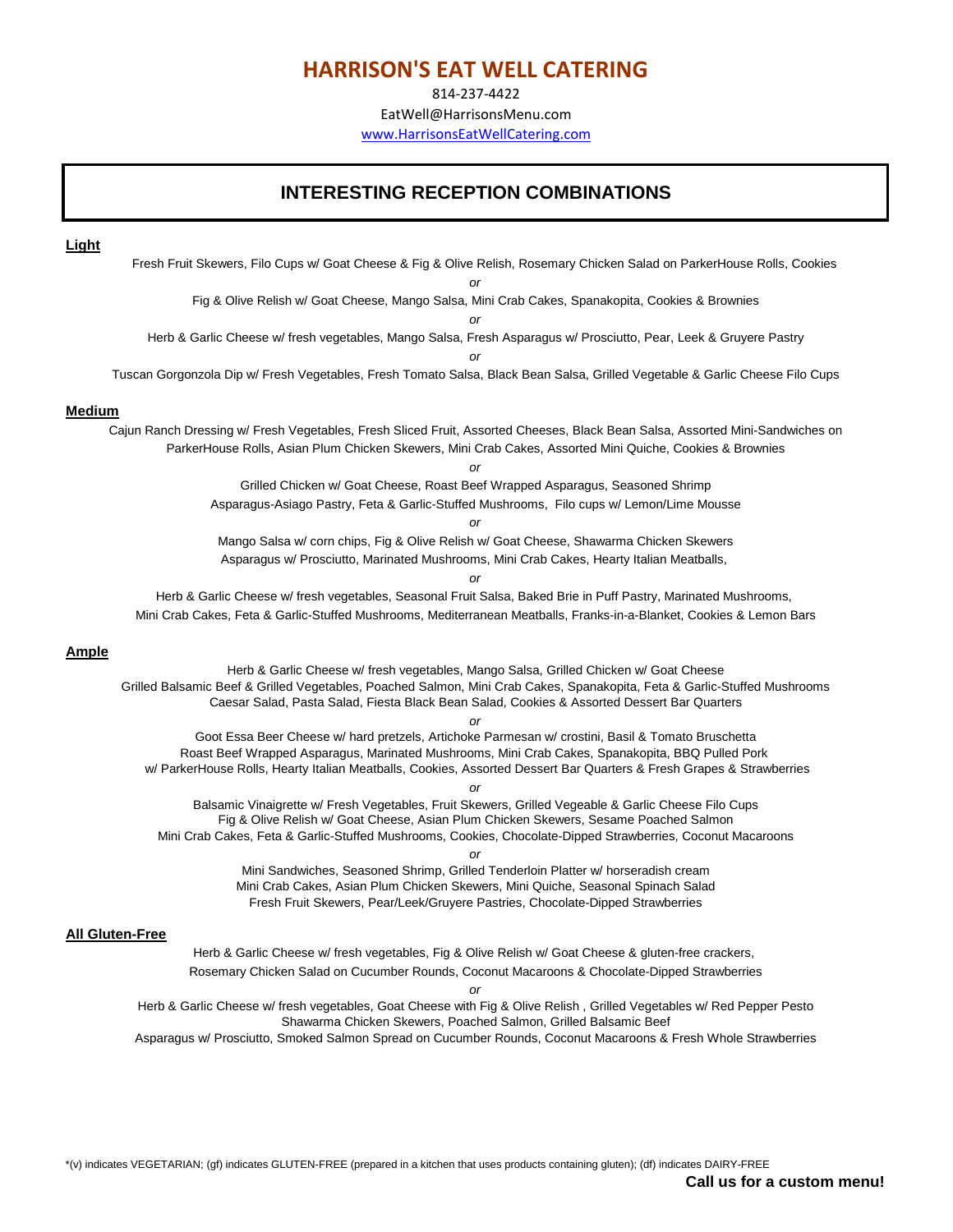# HARRISON'S EAT WELL CATERING

814-237-4422

EatWell@HarrisonsMenu.com

www.HarrisonsEatWellCatering.com

## INTERESTING RECEPTION COMBINATIONS

### Light

Fresh Fruit Skewers, Filo Cups w/ Goat Cheese & Fig & Olive Relish, Rosemary Chicken Salad on ParkerHouse Rolls, Cookies

*or*

Fig & Olive Relish w/ Goat Cheese, Mango Salsa, Mini Crab Cakes, Spanakopita, Cookies & Brownies

*or*

Herb & Garlic Cheese w/ fresh vegetables, Mango Salsa, Fresh Asparagus w/ Prosciutto, Pear, Leek & Gruyere Pastry

*or*

Tuscan Gorgonzola Dip w/ Fresh Vegetables, Fresh Tomato Salsa, Black Bean Salsa, Grilled Vegetable & Garlic Cheese Filo Cups

### Medium

Cajun Ranch Dressing w/ Fresh Vegetables, Fresh Sliced Fruit, Assorted Cheeses, Black Bean Salsa, Assorted Mini-Sandwiches on ParkerHouse Rolls, Asian Plum Chicken Skewers, Mini Crab Cakes, Assorted Mini Quiche, Cookies & Brownies

*or*

Grilled Chicken w/ Goat Cheese, Roast Beef Wrapped Asparagus, Seasoned Shrimp
Asparagus-Asiago Pastry, Feta & Garlic-Stuffed Mushrooms, Filo cups w/ Lemon/Lime Mousse

*or*

Mango Salsa w/ corn chips, Fig & Olive Relish w/ Goat Cheese, Shawarma Chicken Skewers
Asparagus w/ Prosciutto, Marinated Mushrooms, Mini Crab Cakes, Hearty Italian Meatballs,

*or*

Herb & Garlic Cheese w/ fresh vegetables, Seasonal Fruit Salsa, Baked Brie in Puff Pastry, Marinated Mushrooms,
Mini Crab Cakes, Feta & Garlic-Stuffed Mushrooms, Mediterranean Meatballs, Franks-in-a-Blanket, Cookies & Lemon Bars

### Ample

Herb & Garlic Cheese w/ fresh vegetables, Mango Salsa, Grilled Chicken w/ Goat Cheese
Grilled Balsamic Beef & Grilled Vegetables, Poached Salmon, Mini Crab Cakes, Spanakopita, Feta & Garlic-Stuffed Mushrooms
Caesar Salad, Pasta Salad, Fiesta Black Bean Salad, Cookies & Assorted Dessert Bar Quarters

*or*

Goot Essa Beer Cheese w/ hard pretzels, Artichoke Parmesan w/ crostini, Basil & Tomato Bruschetta
Roast Beef Wrapped Asparagus, Marinated Mushrooms, Mini Crab Cakes, Spanakopita, BBQ Pulled Pork
w/ ParkerHouse Rolls, Hearty Italian Meatballs, Cookies, Assorted Dessert Bar Quarters & Fresh Grapes & Strawberries

*or*

Balsamic Vinaigrette w/ Fresh Vegetables, Fruit Skewers, Grilled Vegeable & Garlic Cheese Filo Cups
Fig & Olive Relish w/ Goat Cheese, Asian Plum Chicken Skewers, Sesame Poached Salmon
Mini Crab Cakes, Feta & Garlic-Stuffed Mushrooms, Cookies, Chocolate-Dipped Strawberries, Coconut Macaroons

*or*

Mini Sandwiches, Seasoned Shrimp, Grilled Tenderloin Platter w/ horseradish cream
Mini Crab Cakes, Asian Plum Chicken Skewers, Mini Quiche, Seasonal Spinach Salad
Fresh Fruit Skewers, Pear/Leek/Gruyere Pastries, Chocolate-Dipped Strawberries

### All Gluten-Free

Herb & Garlic Cheese w/ fresh vegetables, Fig & Olive Relish w/ Goat Cheese & gluten-free crackers,
Rosemary Chicken Salad on Cucumber Rounds, Coconut Macaroons & Chocolate-Dipped Strawberries

*or*

Herb & Garlic Cheese w/ fresh vegetables, Goat Cheese with Fig & Olive Relish , Grilled Vegetables w/ Red Pepper Pesto
Shawarma Chicken Skewers, Poached Salmon, Grilled Balsamic Beef
Asparagus w/ Prosciutto, Smoked Salmon Spread on Cucumber Rounds, Coconut Macaroons & Fresh Whole Strawberries

*(v) indicates VEGETARIAN; (gf) indicates GLUTEN-FREE (prepared in a kitchen that uses products containing gluten); (df) indicates DAIRY-FREE

**Call us for a custom menu!**